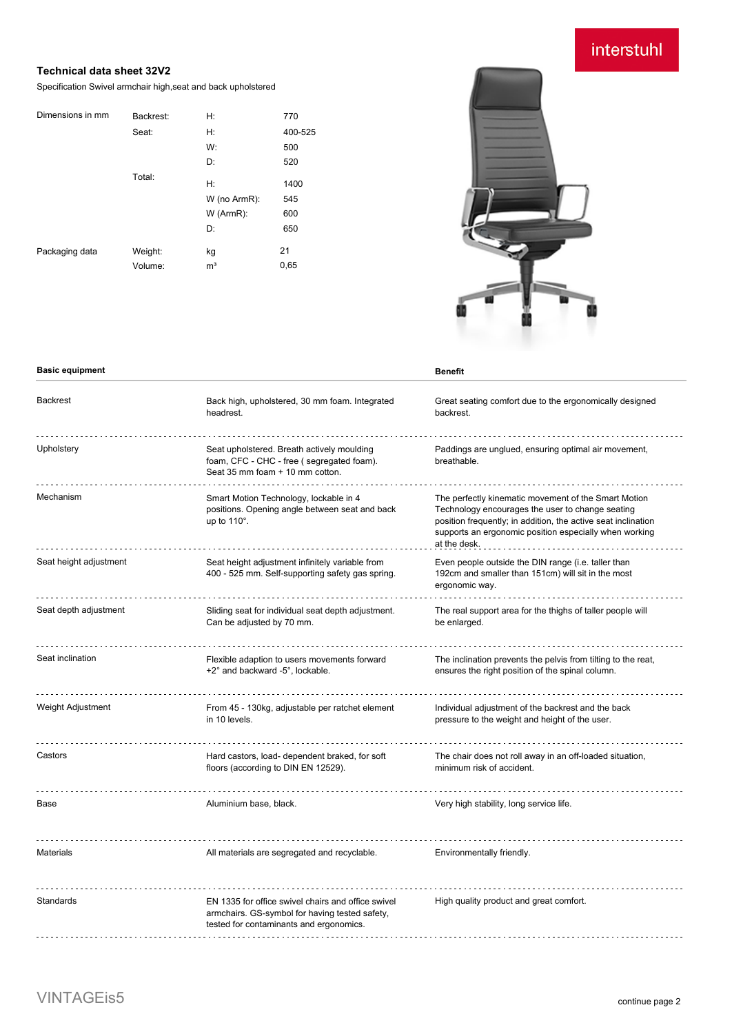interstuhl

# Technical data sheet 32V2

Specification Swivel armchair high,seat and back upholstered

| | | | |
|---|---|---|---|
| Dimensions in mm | Backrest: | H: | 770 |
| | Seat: | H: | 400-525 |
| | | W: | 500 |
| | | D: | 520 |
| | Total: | H: | 1400 |
| | | W (no ArmR): | 545 |
| | | W (ArmR): | 600 |
| | | D: | 650 |
| Packaging data | Weight: | kg | 21 |
| | Volume: | m³ | 0,65 |

| Basic equipment | | Benefit |
|---|---|---|
| Backrest | Back high, upholstered, 30 mm foam. Integrated headrest. | Great seating comfort due to the ergonomically designed backrest. |
| Upholstery | Seat upholstered. Breath actively moulding foam, CFC - CHC - free ( segregated foam). Seat 35 mm foam + 10 mm cotton. | Paddings are unglued, ensuring optimal air movement, breathable. |
| Mechanism | Smart Motion Technology, lockable in 4 positions. Opening angle between seat and back up to 110°. | The perfectly kinematic movement of the Smart Motion Technology encourages the user to change seating position frequently; in addition, the active seat inclination supports an ergonomic position especially when working at the desk. |
| Seat height adjustment | Seat height adjustment infinitely variable from 400 - 525 mm. Self-supporting safety gas spring. | Even people outside the DIN range (i.e. taller than 192cm and smaller than 151cm) will sit in the most ergonomic way. |
| Seat depth adjustment | Sliding seat for individual seat depth adjustment. Can be adjusted by 70 mm. | The real support area for the thighs of taller people will be enlarged. |
| Seat inclination | Flexible adaption to users movements forward +2° and backward -5°, lockable. | The inclination prevents the pelvis from tilting to the reat, ensures the right position of the spinal column. |
| Weight Adjustment | From 45 - 130kg, adjustable per ratchet element in 10 levels. | Individual adjustment of the backrest and the back pressure to the weight and height of the user. |
| Castors | Hard castors, load- dependent braked, for soft floors (according to DIN EN 12529). | The chair does not roll away in an off-loaded situation, minimum risk of accident. |
| Base | Aluminium base, black. | Very high stability, long service life. |
| Materials | All materials are segregated and recyclable. | Environmentally friendly. |
| Standards | EN 1335 for office swivel chairs and office swivel armchairs. GS-symbol for having tested safety, tested for contaminants and ergonomics. | High quality product and great comfort. |

VINTAGEis5

continue page 2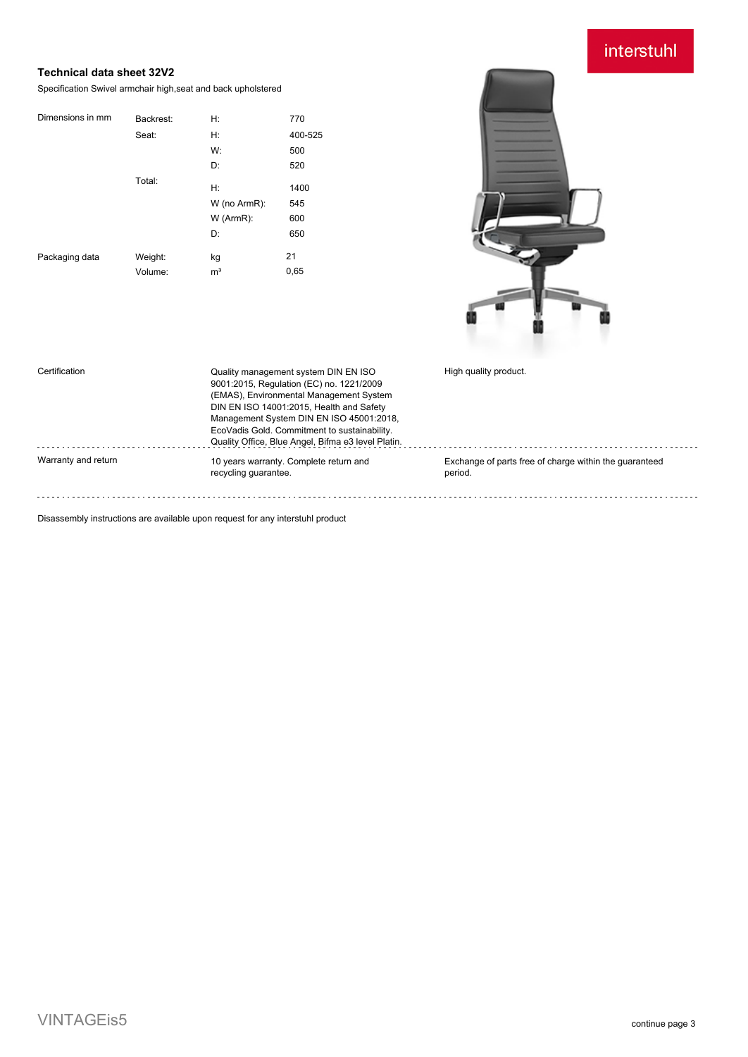interstuhl

### Technical data sheet 32V2

Specification Swivel armchair high,seat and back upholstered

| Dimensions in mm | Backrest: | H: | 770 |
|---|---|---|---|
| | Seat: | H: | 400-525 |
| | | W: | 500 |
| | | D: | 520 |
| | Total: | H: | 1400 |
| | | W (no ArmR): | 545 |
| | | W (ArmR): | 600 |
| | | D: | 650 |
| Packaging data | Weight: | kg | 21 |
| | Volume: | m³ | 0,65 |

| | | |
|---|---|---|
| Certification | Quality management system DIN EN ISO 9001:2015, Regulation (EC) no. 1221/2009 (EMAS), Environmental Management System DIN EN ISO 14001:2015, Health and Safety Management System DIN EN ISO 45001:2018, EcoVadis Gold. Commitment to sustainability. Quality Office, Blue Angel, Bifma e3 level Platin. | High quality product. |
| Warranty and return | 10 years warranty. Complete return and recycling guarantee. | Exchange of parts free of charge within the guaranteed period. |

Disassembly instructions are available upon request for any interstuhl product

VINTAGEis5

continue page 3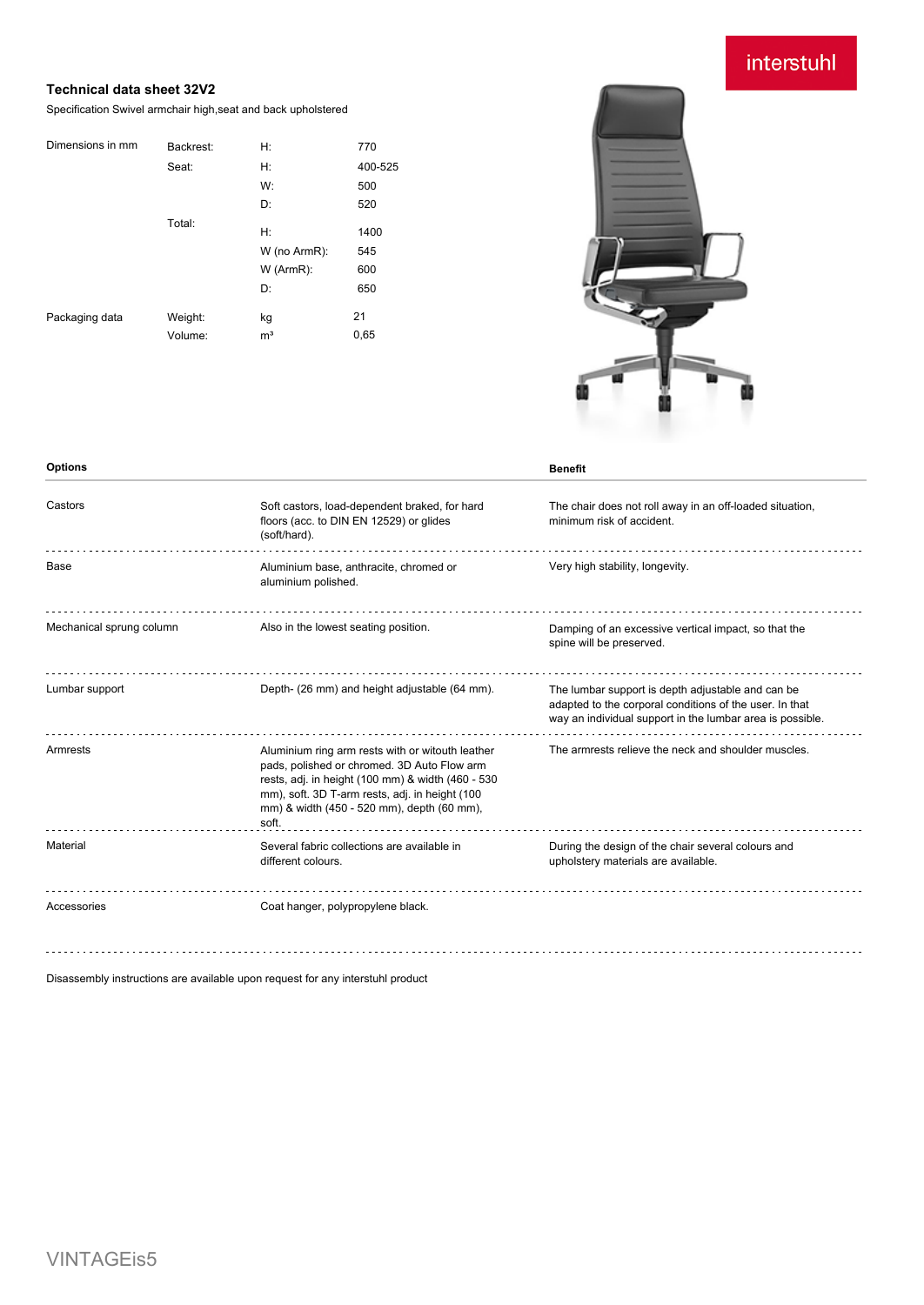interstuhl

## Technical data sheet 32V2

Specification Swivel armchair high,seat and back upholstered

| | | | |
|---|---|---|---|
| Dimensions in mm | Backrest: | H: | 770 |
| | Seat: | H: | 400-525 |
| | | W: | 500 |
| | | D: | 520 |
| | Total: | H: | 1400 |
| | | W (no ArmR): | 545 |
| | | W (ArmR): | 600 |
| | | D: | 650 |
| Packaging data | Weight: | kg | 21 |
| | Volume: | m³ | 0,65 |

| Options | | Benefit |
|---|---|---|
| Castors | Soft castors, load-dependent braked, for hard floors (acc. to DIN EN 12529) or glides (soft/hard). | The chair does not roll away in an off-loaded situation, minimum risk of accident. |
| Base | Aluminium base, anthracite, chromed or aluminium polished. | Very high stability, longevity. |
| Mechanical sprung column | Also in the lowest seating position. | Damping of an excessive vertical impact, so that the spine will be preserved. |
| Lumbar support | Depth- (26 mm) and height adjustable (64 mm). | The lumbar support is depth adjustable and can be adapted to the corporal conditions of the user. In that way an individual support in the lumbar area is possible. |
| Armrests | Aluminium ring arm rests with or witouth leather pads, polished or chromed. 3D Auto Flow arm rests, adj. in height (100 mm) & width (460 - 530 mm), soft. 3D T-arm rests, adj. in height (100 mm) & width (450 - 520 mm), depth (60 mm), soft. | The armrests relieve the neck and shoulder muscles. |
| Material | Several fabric collections are available in different colours. | During the design of the chair several colours and upholstery materials are available. |
| Accessories | Coat hanger, polypropylene black. | |

Disassembly instructions are available upon request for any interstuhl product

VINTAGEis5